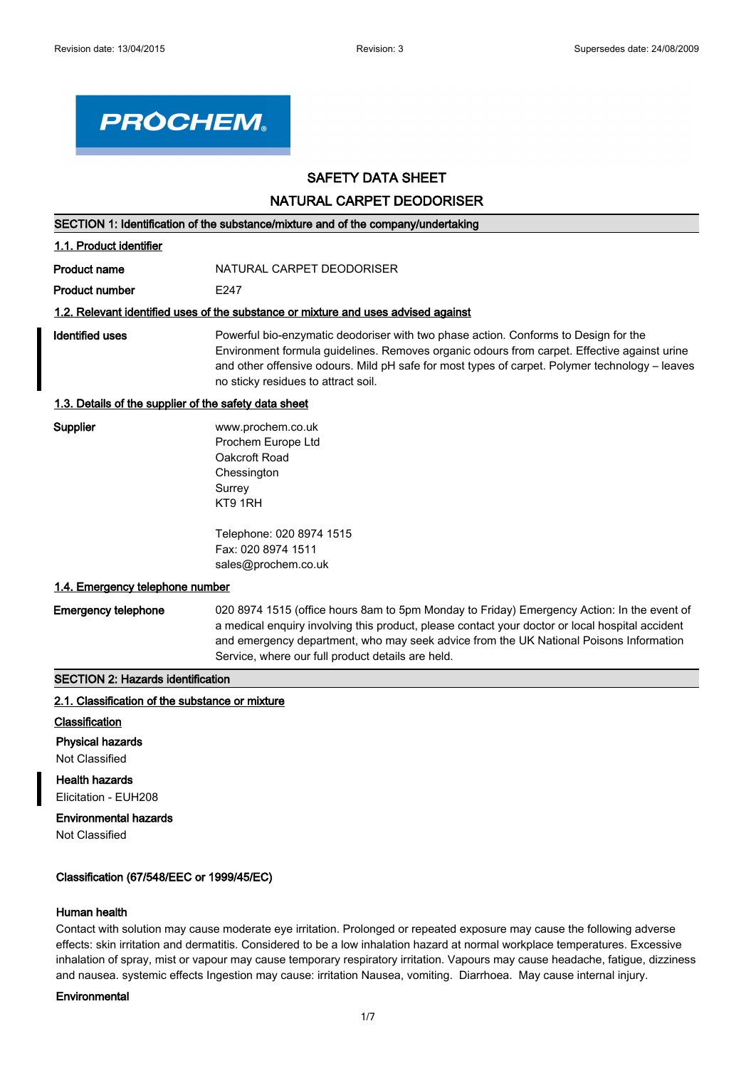Revision date: 13/04/2015 | Revision: 3 | Supersedes date: 24/08/2009

PROCHEM

# SAFETY DATA SHEET

# NATURAL CARPET DEODORISER

## SECTION 1: Identification of the substance/mixture and of the company/undertaking

### 1.1. Product identifier

**Product name** NATURAL CARPET DEODORISER

**Product number** E247

### 1.2. Relevant identified uses of the substance or mixture and uses advised against

**Identified uses** Powerful bio-enzymatic deodoriser with two phase action. Conforms to Design for the Environment formula guidelines. Removes organic odours from carpet. Effective against urine and other offensive odours. Mild pH safe for most types of carpet. Polymer technology – leaves no sticky residues to attract soil.

### 1.3. Details of the supplier of the safety data sheet

**Supplier**
www.prochem.co.uk
Prochem Europe Ltd
Oakcroft Road
Chessington
Surrey
KT9 1RH

Telephone: 020 8974 1515
Fax: 020 8974 1511
sales@prochem.co.uk

### 1.4. Emergency telephone number

**Emergency telephone** 020 8974 1515 (office hours 8am to 5pm Monday to Friday) Emergency Action: In the event of a medical enquiry involving this product, please contact your doctor or local hospital accident and emergency department, who may seek advice from the UK National Poisons Information Service, where our full product details are held.

## SECTION 2: Hazards identification

### 2.1. Classification of the substance or mixture

**Classification**

**Physical hazards**
Not Classified

**Health hazards**
Elicitation - EUH208

**Environmental hazards**
Not Classified

**Classification (67/548/EEC or 1999/45/EC)**

**Human health**
Contact with solution may cause moderate eye irritation. Prolonged or repeated exposure may cause the following adverse effects: skin irritation and dermatitis. Considered to be a low inhalation hazard at normal workplace temperatures. Excessive inhalation of spray, mist or vapour may cause temporary respiratory irritation. Vapours may cause headache, fatigue, dizziness and nausea. systemic effects Ingestion may cause: irritation Nausea, vomiting. Diarrhoea. May cause internal injury.

**Environmental**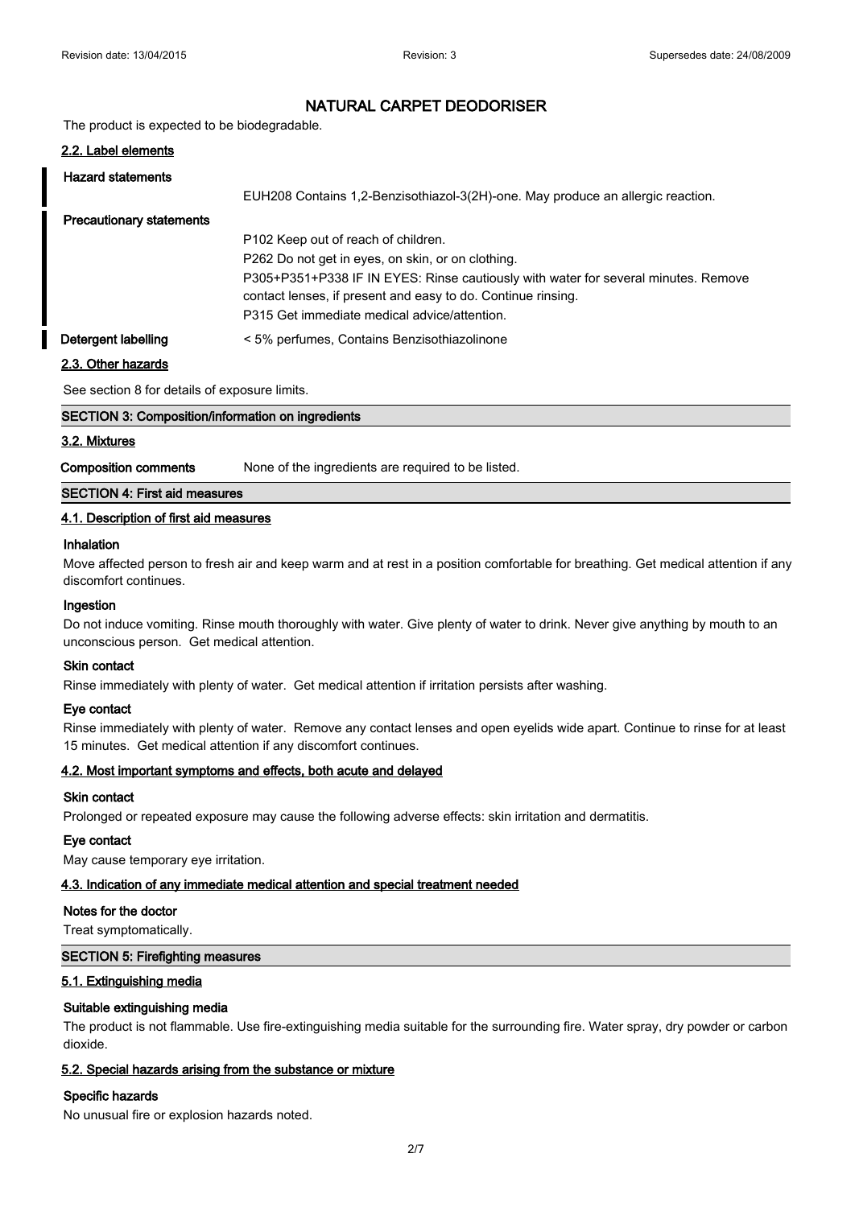# NATURAL CARPET DEODORISER

The product is expected to be biodegradable.

### 2.2. Label elements

**Hazard statements**

EUH208 Contains 1,2-Benzisothiazol-3(2H)-one. May produce an allergic reaction.

**Precautionary statements**

P102 Keep out of reach of children.
P262 Do not get in eyes, on skin, or on clothing.
P305+P351+P338 IF IN EYES: Rinse cautiously with water for several minutes. Remove contact lenses, if present and easy to do. Continue rinsing.
P315 Get immediate medical advice/attention.

**Detergent labelling** < 5% perfumes, Contains Benzisothiazolinone

### 2.3. Other hazards

See section 8 for details of exposure limits.

## SECTION 3: Composition/information on ingredients

### 3.2. Mixtures

**Composition comments** None of the ingredients are required to be listed.

## SECTION 4: First aid measures

### 4.1. Description of first aid measures

**Inhalation**

Move affected person to fresh air and keep warm and at rest in a position comfortable for breathing. Get medical attention if any discomfort continues.

**Ingestion**

Do not induce vomiting. Rinse mouth thoroughly with water. Give plenty of water to drink. Never give anything by mouth to an unconscious person. Get medical attention.

**Skin contact**

Rinse immediately with plenty of water. Get medical attention if irritation persists after washing.

**Eye contact**

Rinse immediately with plenty of water. Remove any contact lenses and open eyelids wide apart. Continue to rinse for at least 15 minutes. Get medical attention if any discomfort continues.

### 4.2. Most important symptoms and effects, both acute and delayed

**Skin contact**

Prolonged or repeated exposure may cause the following adverse effects: skin irritation and dermatitis.

**Eye contact**

May cause temporary eye irritation.

### 4.3. Indication of any immediate medical attention and special treatment needed

**Notes for the doctor**

Treat symptomatically.

## SECTION 5: Firefighting measures

### 5.1. Extinguishing media

**Suitable extinguishing media**

The product is not flammable. Use fire-extinguishing media suitable for the surrounding fire. Water spray, dry powder or carbon dioxide.

### 5.2. Special hazards arising from the substance or mixture

**Specific hazards**

No unusual fire or explosion hazards noted.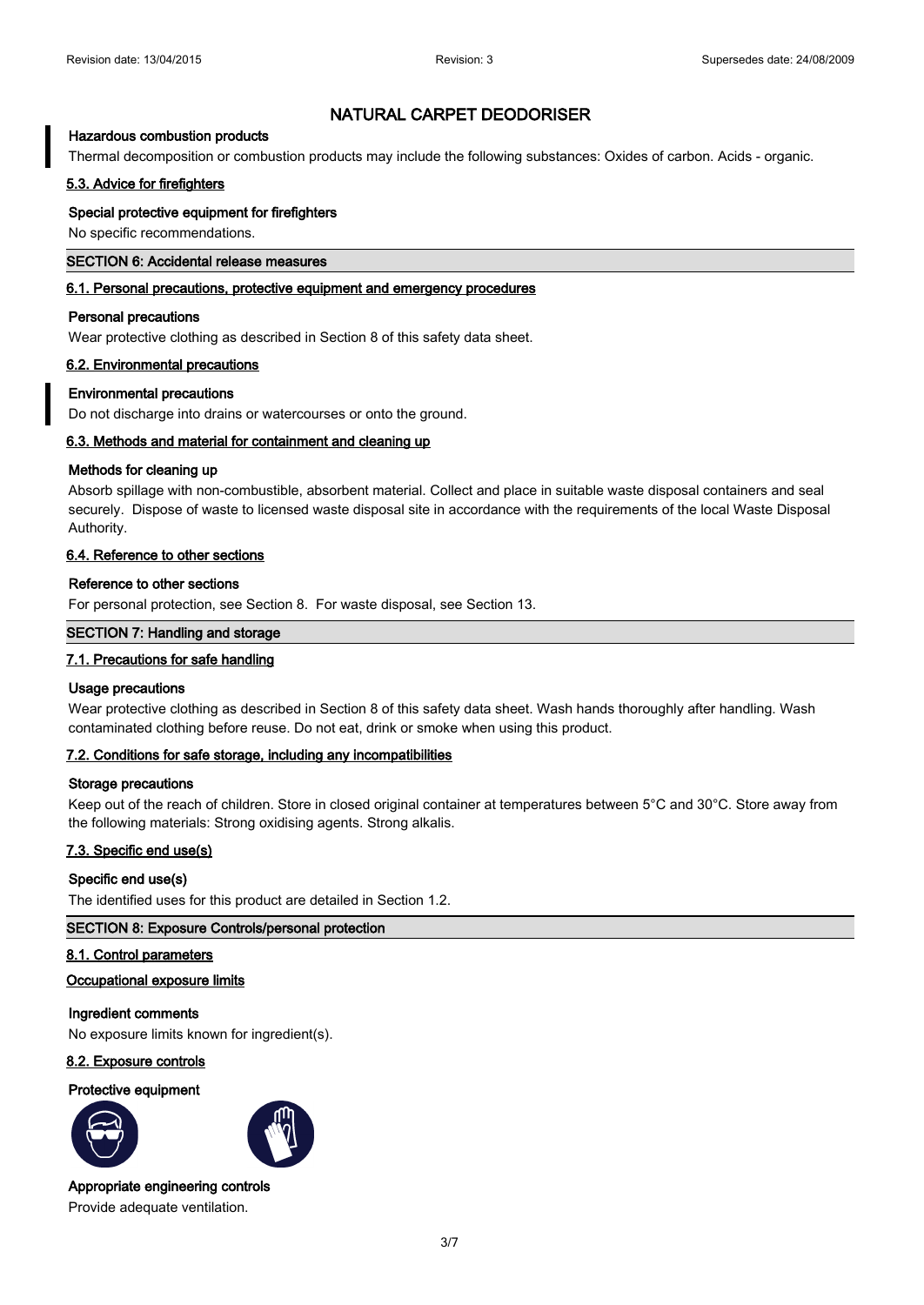#### Hazardous combustion products

Thermal decomposition or combustion products may include the following substances: Oxides of carbon. Acids - organic.

### 5.3. Advice for firefighters

#### Special protective equipment for firefighters

No specific recommendations.

## SECTION 6: Accidental release measures

### 6.1. Personal precautions, protective equipment and emergency procedures

#### Personal precautions

Wear protective clothing as described in Section 8 of this safety data sheet.

### 6.2. Environmental precautions

#### Environmental precautions

Do not discharge into drains or watercourses or onto the ground.

### 6.3. Methods and material for containment and cleaning up

#### Methods for cleaning up

Absorb spillage with non-combustible, absorbent material. Collect and place in suitable waste disposal containers and seal securely. Dispose of waste to licensed waste disposal site in accordance with the requirements of the local Waste Disposal Authority.

### 6.4. Reference to other sections

#### Reference to other sections

For personal protection, see Section 8. For waste disposal, see Section 13.

## SECTION 7: Handling and storage

### 7.1. Precautions for safe handling

#### Usage precautions

Wear protective clothing as described in Section 8 of this safety data sheet. Wash hands thoroughly after handling. Wash contaminated clothing before reuse. Do not eat, drink or smoke when using this product.

### 7.2. Conditions for safe storage, including any incompatibilities

#### Storage precautions

Keep out of the reach of children. Store in closed original container at temperatures between 5°C and 30°C. Store away from the following materials: Strong oxidising agents. Strong alkalis.

### 7.3. Specific end use(s)

#### Specific end use(s)

The identified uses for this product are detailed in Section 1.2.

## SECTION 8: Exposure Controls/personal protection

### 8.1. Control parameters

### Occupational exposure limits

#### Ingredient comments

No exposure limits known for ingredient(s).

### 8.2. Exposure controls

#### Protective equipment

#### Appropriate engineering controls

Provide adequate ventilation.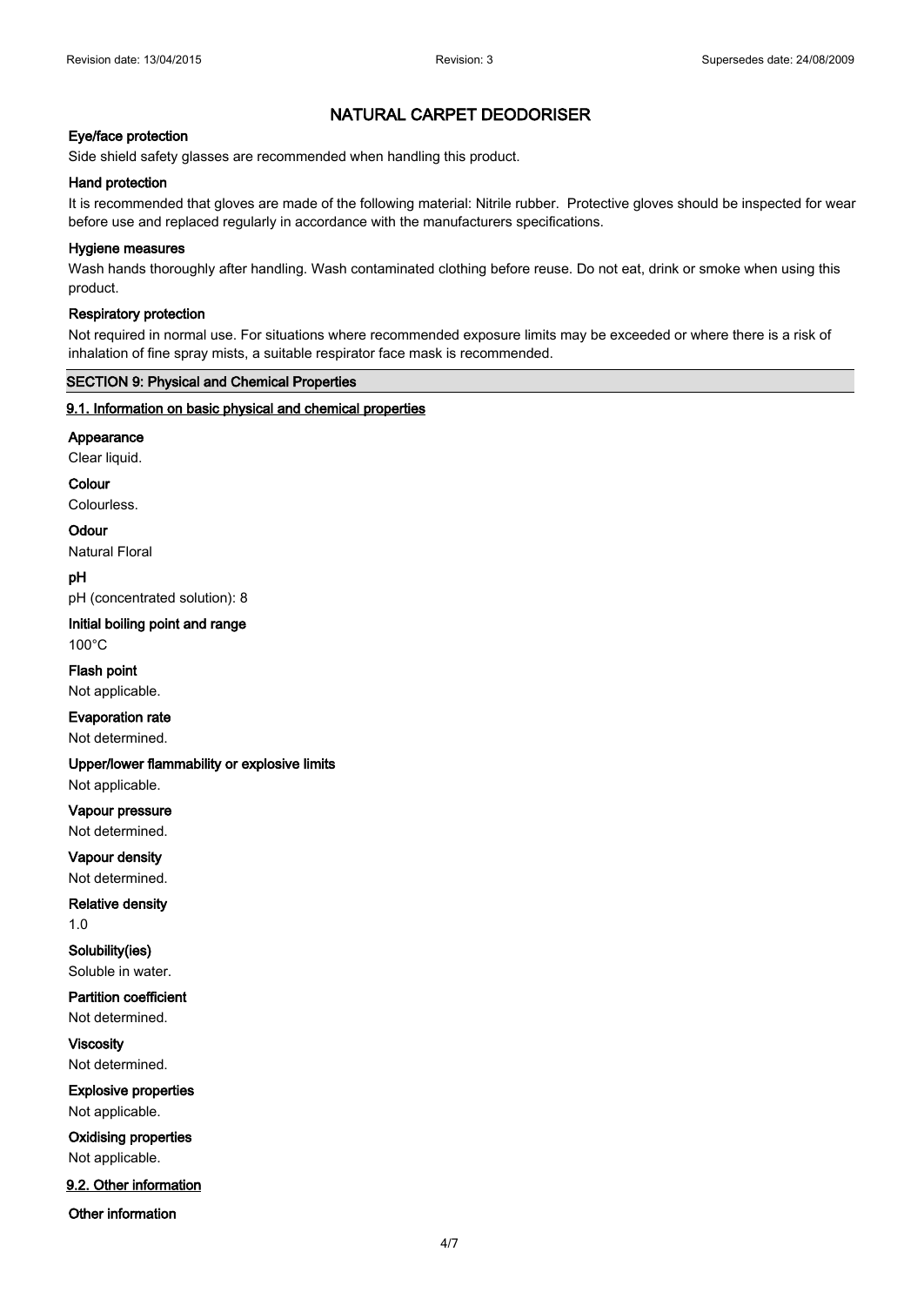# NATURAL CARPET DEODORISER

**Eye/face protection**

Side shield safety glasses are recommended when handling this product.

**Hand protection**

It is recommended that gloves are made of the following material: Nitrile rubber. Protective gloves should be inspected for wear before use and replaced regularly in accordance with the manufacturers specifications.

**Hygiene measures**

Wash hands thoroughly after handling. Wash contaminated clothing before reuse. Do not eat, drink or smoke when using this product.

**Respiratory protection**

Not required in normal use. For situations where recommended exposure limits may be exceeded or where there is a risk of inhalation of fine spray mists, a suitable respirator face mask is recommended.

## SECTION 9: Physical and Chemical Properties

### 9.1. Information on basic physical and chemical properties

**Appearance**

Clear liquid.

**Colour**

Colourless.

**Odour**

Natural Floral

**pH**

pH (concentrated solution): 8

**Initial boiling point and range**

100°C

**Flash point**

Not applicable.

**Evaporation rate**

Not determined.

**Upper/lower flammability or explosive limits**

Not applicable.

**Vapour pressure**

Not determined.

**Vapour density**

Not determined.

**Relative density**

1.0

**Solubility(ies)**

Soluble in water.

**Partition coefficient**

Not determined.

**Viscosity**

Not determined.

**Explosive properties**

Not applicable.

**Oxidising properties**

Not applicable.

### 9.2. Other information

**Other information**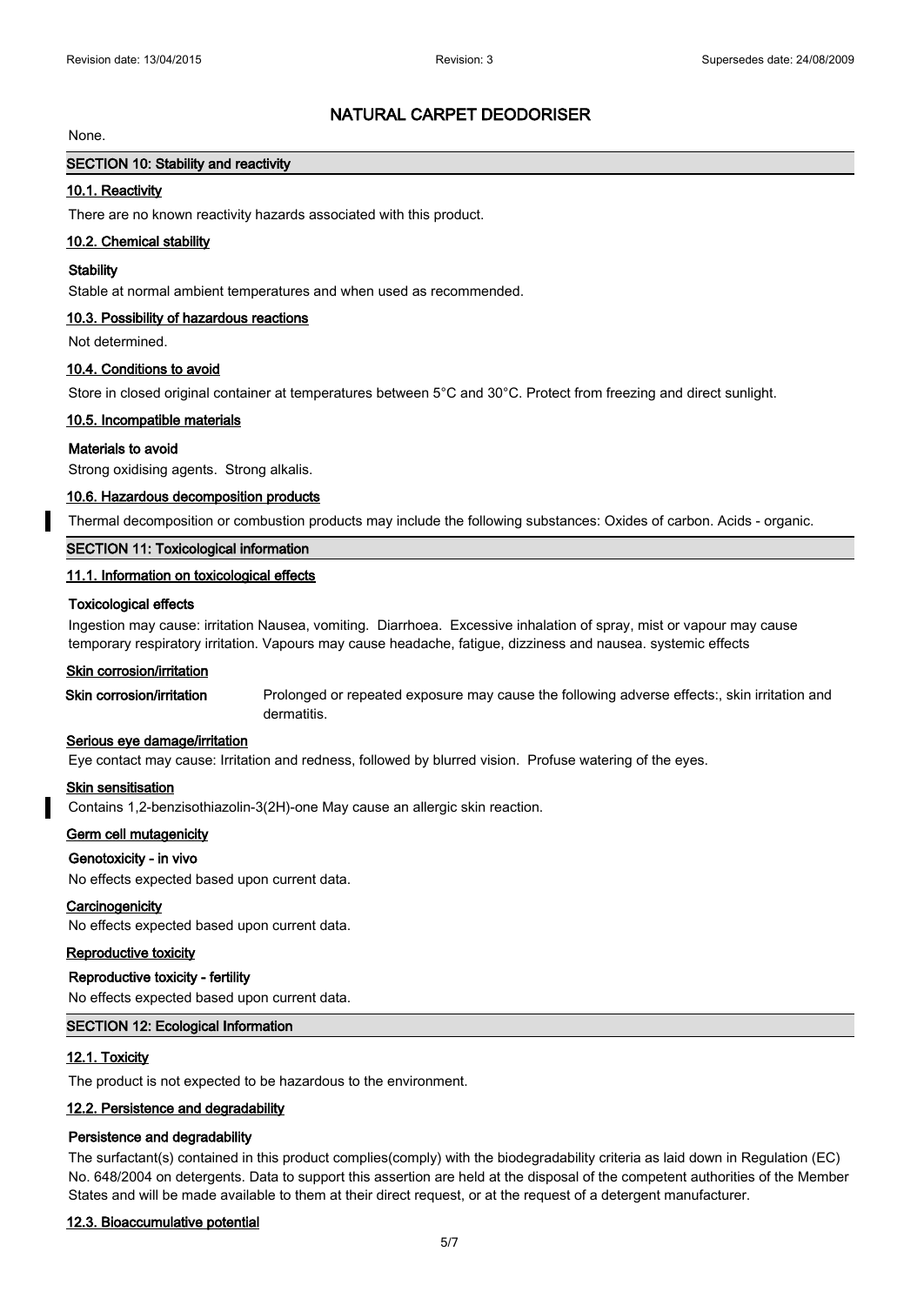# NATURAL CARPET DEODORISER

None.

## SECTION 10: Stability and reactivity

### 10.1. Reactivity

There are no known reactivity hazards associated with this product.

### 10.2. Chemical stability

**Stability**

Stable at normal ambient temperatures and when used as recommended.

### 10.3. Possibility of hazardous reactions

Not determined.

### 10.4. Conditions to avoid

Store in closed original container at temperatures between 5°C and 30°C. Protect from freezing and direct sunlight.

### 10.5. Incompatible materials

**Materials to avoid**

Strong oxidising agents. Strong alkalis.

### 10.6. Hazardous decomposition products

Thermal decomposition or combustion products may include the following substances: Oxides of carbon. Acids - organic.

## SECTION 11: Toxicological information

### 11.1. Information on toxicological effects

**Toxicological effects**

Ingestion may cause: irritation Nausea, vomiting. Diarrhoea. Excessive inhalation of spray, mist or vapour may cause temporary respiratory irritation. Vapours may cause headache, fatigue, dizziness and nausea. systemic effects

**Skin corrosion/irritation**

| | |
|---|---|
| **Skin corrosion/irritation** | Prolonged or repeated exposure may cause the following adverse effects:, skin irritation and dermatitis. |

**Serious eye damage/irritation**

Eye contact may cause: Irritation and redness, followed by blurred vision. Profuse watering of the eyes.

**Skin sensitisation**

Contains 1,2-benzisothiazolin-3(2H)-one May cause an allergic skin reaction.

**Germ cell mutagenicity**

**Genotoxicity - in vivo**

No effects expected based upon current data.

**Carcinogenicity**

No effects expected based upon current data.

**Reproductive toxicity**

**Reproductive toxicity - fertility**

No effects expected based upon current data.

## SECTION 12: Ecological Information

### 12.1. Toxicity

The product is not expected to be hazardous to the environment.

### 12.2. Persistence and degradability

**Persistence and degradability**

The surfactant(s) contained in this product complies(comply) with the biodegradability criteria as laid down in Regulation (EC) No. 648/2004 on detergents. Data to support this assertion are held at the disposal of the competent authorities of the Member States and will be made available to them at their direct request, or at the request of a detergent manufacturer.

### 12.3. Bioaccumulative potential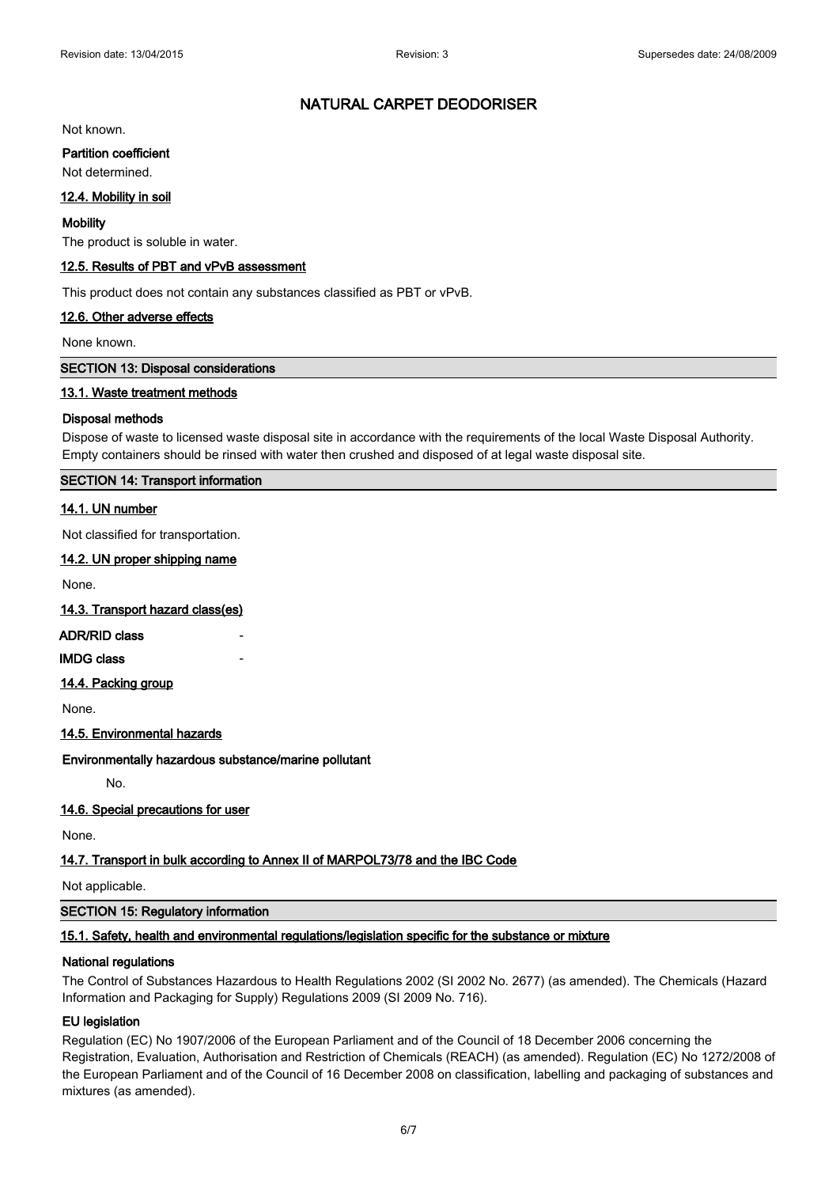Not known.

**Partition coefficient**

Not determined.

### 12.4. Mobility in soil

**Mobility**

The product is soluble in water.

### 12.5. Results of PBT and vPvB assessment

This product does not contain any substances classified as PBT or vPvB.

### 12.6. Other adverse effects

None known.

## SECTION 13: Disposal considerations

### 13.1. Waste treatment methods

**Disposal methods**

Dispose of waste to licensed waste disposal site in accordance with the requirements of the local Waste Disposal Authority. Empty containers should be rinsed with water then crushed and disposed of at legal waste disposal site.

## SECTION 14: Transport information

### 14.1. UN number

Not classified for transportation.

### 14.2. UN proper shipping name

None.

### 14.3. Transport hazard class(es)

**ADR/RID class** -

**IMDG class** -

### 14.4. Packing group

None.

### 14.5. Environmental hazards

**Environmentally hazardous substance/marine pollutant**

No.

### 14.6. Special precautions for user

None.

### 14.7. Transport in bulk according to Annex II of MARPOL73/78 and the IBC Code

Not applicable.

## SECTION 15: Regulatory information

### 15.1. Safety, health and environmental regulations/legislation specific for the substance or mixture

**National regulations**

The Control of Substances Hazardous to Health Regulations 2002 (SI 2002 No. 2677) (as amended). The Chemicals (Hazard Information and Packaging for Supply) Regulations 2009 (SI 2009 No. 716).

**EU legislation**

Regulation (EC) No 1907/2006 of the European Parliament and of the Council of 18 December 2006 concerning the Registration, Evaluation, Authorisation and Restriction of Chemicals (REACH) (as amended). Regulation (EC) No 1272/2008 of the European Parliament and of the Council of 16 December 2008 on classification, labelling and packaging of substances and mixtures (as amended).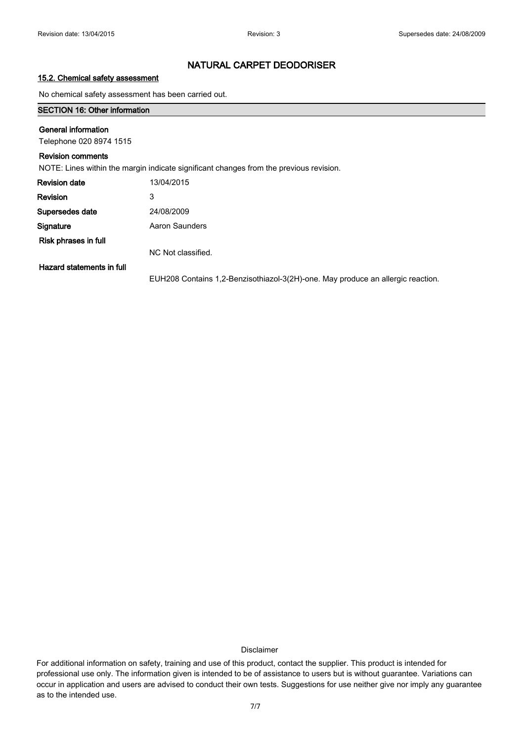# NATURAL CARPET DEODORISER

## 15.2. Chemical safety assessment

No chemical safety assessment has been carried out.

## SECTION 16: Other information

**General information**

Telephone 020 8974 1515

**Revision comments**

NOTE: Lines within the margin indicate significant changes from the previous revision.

| | |
|---|---|
| **Revision date** | 13/04/2015 |
| **Revision** | 3 |
| **Supersedes date** | 24/08/2009 |
| **Signature** | Aaron Saunders |
| **Risk phrases in full** | |
| | NC Not classified. |
| **Hazard statements in full** | |
| | EUH208 Contains 1,2-Benzisothiazol-3(2H)-one. May produce an allergic reaction. |

Disclaimer

For additional information on safety, training and use of this product, contact the supplier. This product is intended for professional use only. The information given is intended to be of assistance to users but is without guarantee. Variations can occur in application and users are advised to conduct their own tests. Suggestions for use neither give nor imply any guarantee as to the intended use.